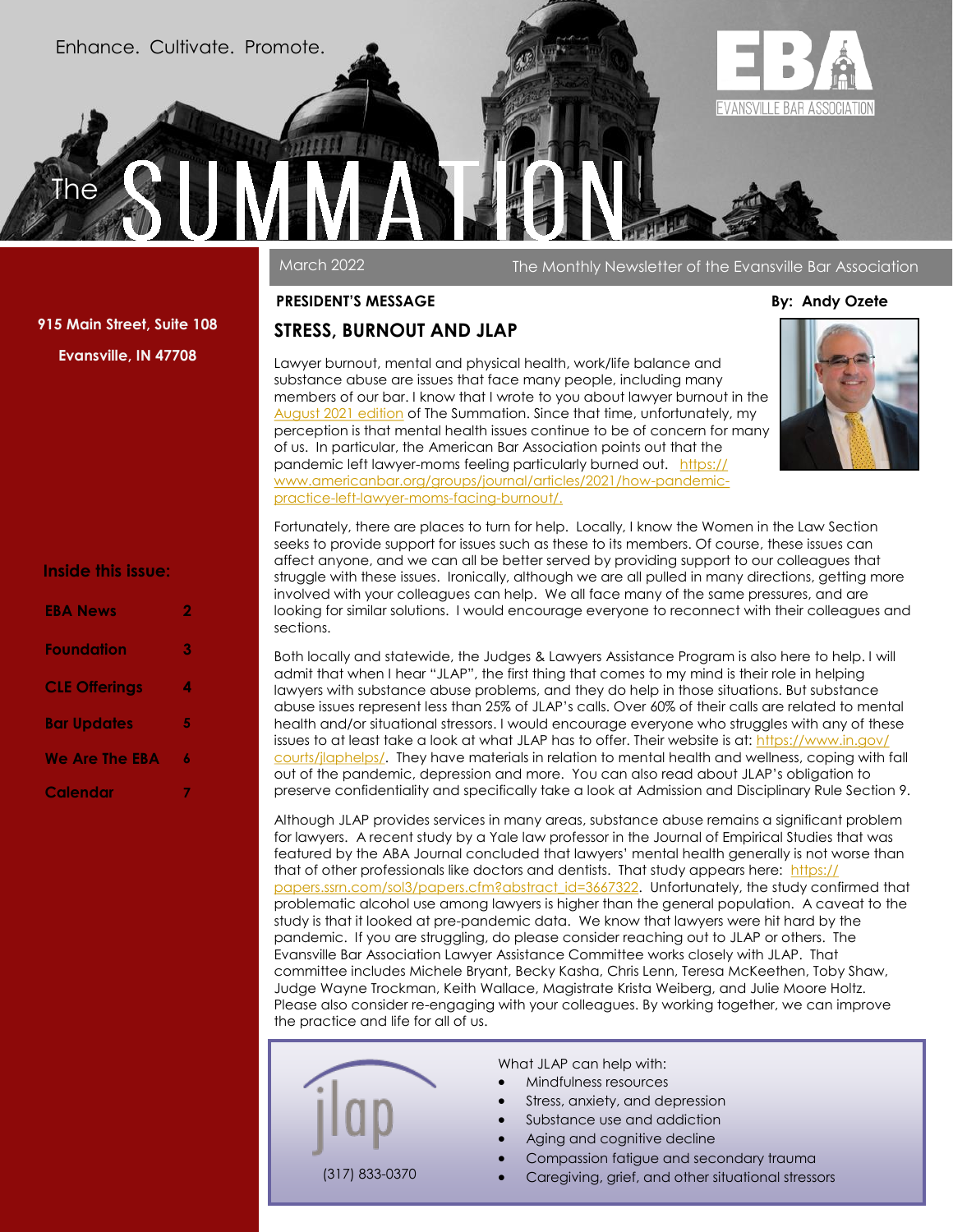Enhance. Cultivate. Promote.

# The SUMMATION

EVANSVILLE BAR ASSOCIATION

March 2022 — The Monthly Newsletter of the Evansville Bar Association

**915 Main Street, Suite 108**
**Evansville, IN 47708**

**Inside this issue:**

| | |
|---|---|
| EBA News | 2 |
| Foundation | 3 |
| CLE Offerings | 4 |
| Bar Updates | 5 |
| We Are The EBA | 6 |
| Calendar | 7 |

**PRESIDENT'S MESSAGE** — **By: Andy Ozete**

## STRESS, BURNOUT AND JLAP

Lawyer burnout, mental and physical health, work/life balance and substance abuse are issues that face many people, including many members of our bar. I know that I wrote to you about lawyer burnout in the August 2021 edition of The Summation. Since that time, unfortunately, my perception is that mental health issues continue to be of concern for many of us. In particular, the American Bar Association points out that the pandemic left lawyer-moms feeling particularly burned out. https://www.americanbar.org/groups/journal/articles/2021/how-pandemic-practice-left-lawyer-moms-facing-burnout/.

Fortunately, there are places to turn for help. Locally, I know the Women in the Law Section seeks to provide support for issues such as these to its members. Of course, these issues can affect anyone, and we can all be better served by providing support to our colleagues that struggle with these issues. Ironically, although we are all pulled in many directions, getting more involved with your colleagues can help. We all face many of the same pressures, and are looking for similar solutions. I would encourage everyone to reconnect with their colleagues and sections.

Both locally and statewide, the Judges & Lawyers Assistance Program is also here to help. I will admit that when I hear "JLAP", the first thing that comes to my mind is their role in helping lawyers with substance abuse problems, and they do help in those situations. But substance abuse issues represent less than 25% of JLAP's calls. Over 60% of their calls are related to mental health and/or situational stressors. I would encourage everyone who struggles with any of these issues to at least take a look at what JLAP has to offer. Their website is at: https://www.in.gov/courts/jlaphelps/. They have materials in relation to mental health and wellness, coping with fall out of the pandemic, depression and more. You can also read about JLAP's obligation to preserve confidentiality and specifically take a look at Admission and Disciplinary Rule Section 9.

Although JLAP provides services in many areas, substance abuse remains a significant problem for lawyers. A recent study by a Yale law professor in the Journal of Empirical Studies that was featured by the ABA Journal concluded that lawyers' mental health generally is not worse than that of other professionals like doctors and dentists. That study appears here: https://papers.ssrn.com/sol3/papers.cfm?abstract_id=3667322. Unfortunately, the study confirmed that problematic alcohol use among lawyers is higher than the general population. A caveat to the study is that it looked at pre-pandemic data. We know that lawyers were hit hard by the pandemic. If you are struggling, do please consider reaching out to JLAP or others. The Evansville Bar Association Lawyer Assistance Committee works closely with JLAP. That committee includes Michele Bryant, Becky Kasha, Chris Lenn, Teresa McKeethen, Toby Shaw, Judge Wayne Trockman, Keith Wallace, Magistrate Krista Weiberg, and Julie Moore Holtz. Please also consider re-engaging with your colleagues. By working together, we can improve the practice and life for all of us.

jlap
(317) 833-0370

What JLAP can help with:

- Mindfulness resources
- Stress, anxiety, and depression
- Substance use and addiction
- Aging and cognitive decline
- Compassion fatigue and secondary trauma
- Caregiving, grief, and other situational stressors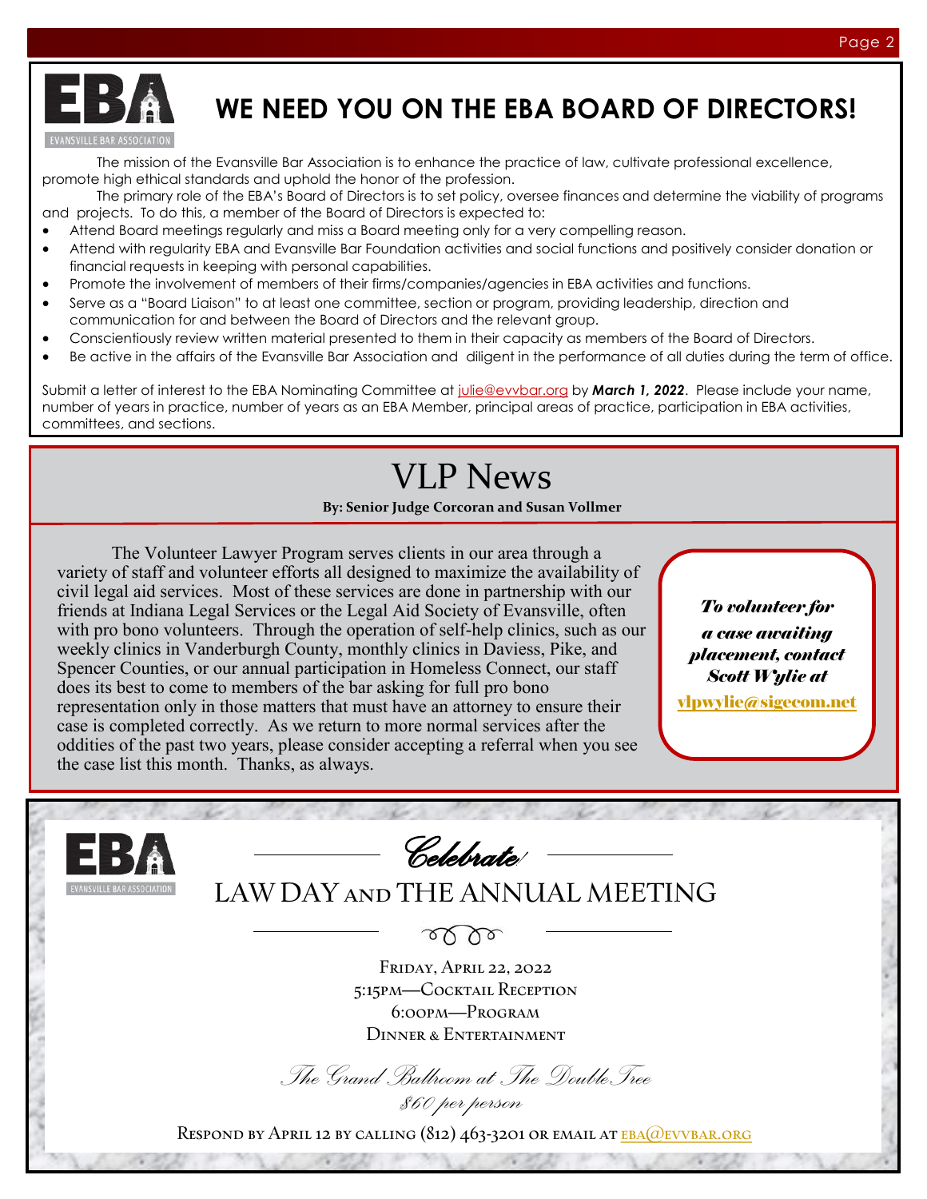# WE NEED YOU ON THE EBA BOARD OF DIRECTORS!

The mission of the Evansville Bar Association is to enhance the practice of law, cultivate professional excellence, promote high ethical standards and uphold the honor of the profession.

The primary role of the EBA's Board of Directors is to set policy, oversee finances and determine the viability of programs and projects. To do this, a member of the Board of Directors is expected to:

- Attend Board meetings regularly and miss a Board meeting only for a very compelling reason.
- Attend with regularity EBA and Evansville Bar Foundation activities and social functions and positively consider donation or financial requests in keeping with personal capabilities.
- Promote the involvement of members of their firms/companies/agencies in EBA activities and functions.
- Serve as a "Board Liaison" to at least one committee, section or program, providing leadership, direction and communication for and between the Board of Directors and the relevant group.
- Conscientiously review written material presented to them in their capacity as members of the Board of Directors.
- Be active in the affairs of the Evansville Bar Association and diligent in the performance of all duties during the term of office.

Submit a letter of interest to the EBA Nominating Committee at julie@evvbar.org by ***March 1, 2022***. Please include your name, number of years in practice, number of years as an EBA Member, principal areas of practice, participation in EBA activities, committees, and sections.

# VLP News

**By: Senior Judge Corcoran and Susan Vollmer**

The Volunteer Lawyer Program serves clients in our area through a variety of staff and volunteer efforts all designed to maximize the availability of civil legal aid services. Most of these services are done in partnership with our friends at Indiana Legal Services or the Legal Aid Society of Evansville, often with pro bono volunteers. Through the operation of self-help clinics, such as our weekly clinics in Vanderburgh County, monthly clinics in Daviess, Pike, and Spencer Counties, or our annual participation in Homeless Connect, our staff does its best to come to members of the bar asking for full pro bono representation only in those matters that must have an attorney to ensure their case is completed correctly. As we return to more normal services after the oddities of the past two years, please consider accepting a referral when you see the case list this month. Thanks, as always.

***To volunteer for a case awaiting placement, contact Scott Wylie at vlpwylie@sigecom.net***

*Celebrate*

## LAW DAY AND THE ANNUAL MEETING

Friday, April 22, 2022
5:15pm—Cocktail Reception
6:00pm—Program
Dinner & Entertainment

*The Grand Ballroom at The Double Tree*
*$60 per person*

Respond by April 12 by calling (812) 463-3201 or email at eba@evvbar.org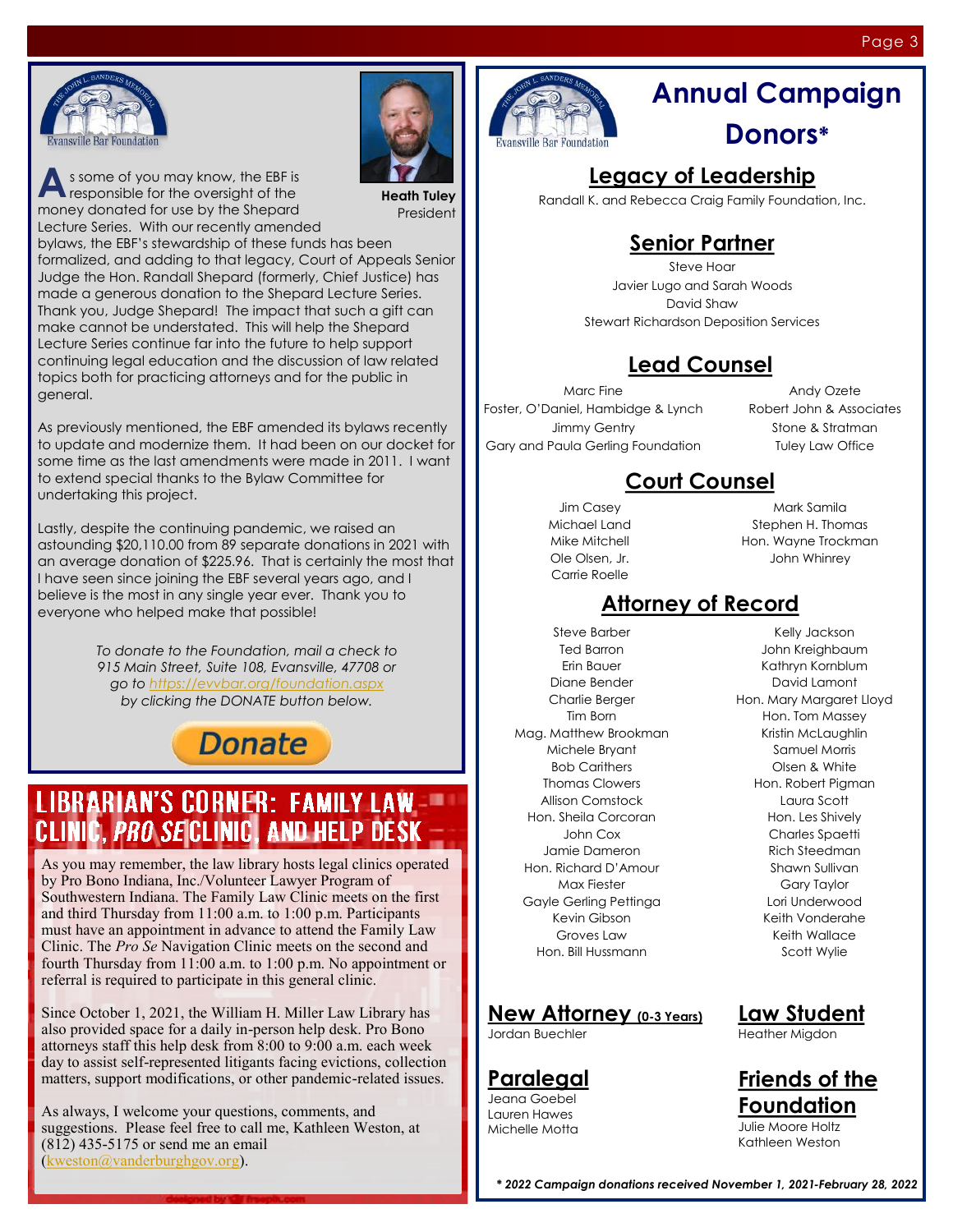Evansville Bar Foundation

**Heath Tuley**
President

As some of you may know, the EBF is responsible for the oversight of the money donated for use by the Shepard Lecture Series. With our recently amended bylaws, the EBF's stewardship of these funds has been formalized, and adding to that legacy, Court of Appeals Senior Judge the Hon. Randall Shepard (formerly, Chief Justice) has made a generous donation to the Shepard Lecture Series. Thank you, Judge Shepard! The impact that such a gift can make cannot be understated. This will help the Shepard Lecture Series continue far into the future to help support continuing legal education and the discussion of law related topics both for practicing attorneys and for the public in general.

As previously mentioned, the EBF amended its bylaws recently to update and modernize them. It had been on our docket for some time as the last amendments were made in 2011. I want to extend special thanks to the Bylaw Committee for undertaking this project.

Lastly, despite the continuing pandemic, we raised an astounding $20,110.00 from 89 separate donations in 2021 with an average donation of $225.96. That is certainly the most that I have seen since joining the EBF several years ago, and I believe is the most in any single year ever. Thank you to everyone who helped make that possible!

*To donate to the Foundation, mail a check to 915 Main Street, Suite 108, Evansville, 47708 or go to [https://evvbar.org/foundation.aspx](https://evvbar.org/foundation.aspx) by clicking the DONATE button below.*

Donate

## LIBRARIAN'S CORNER: FAMILY LAW CLINIC, *PRO SE* CLINIC, AND HELP DESK

As you may remember, the law library hosts legal clinics operated by Pro Bono Indiana, Inc./Volunteer Lawyer Program of Southwestern Indiana. The Family Law Clinic meets on the first and third Thursday from 11:00 a.m. to 1:00 p.m. Participants must have an appointment in advance to attend the Family Law Clinic. The *Pro Se* Navigation Clinic meets on the second and fourth Thursday from 11:00 a.m. to 1:00 p.m. No appointment or referral is required to participate in this general clinic.

Since October 1, 2021, the William H. Miller Law Library has also provided space for a daily in-person help desk. Pro Bono attorneys staff this help desk from 8:00 to 9:00 a.m. each week day to assist self-represented litigants facing evictions, collection matters, support modifications, or other pandemic-related issues.

As always, I welcome your questions, comments, and suggestions. Please feel free to call me, Kathleen Weston, at (812) 435-5175 or send me an email ([kweston@vanderburghgov.org](mailto:kweston@vanderburghgov.org)).

# Annual Campaign Donors*

Evansville Bar Foundation

## Legacy of Leadership

Randall K. and Rebecca Craig Family Foundation, Inc.

## Senior Partner

Steve Hoar
Javier Lugo and Sarah Woods
David Shaw
Stewart Richardson Deposition Services

## Lead Counsel

Marc Fine
Foster, O'Daniel, Hambidge & Lynch
Jimmy Gentry
Gary and Paula Gerling Foundation
Andy Ozete
Robert John & Associates
Stone & Stratman
Tuley Law Office

## Court Counsel

Jim Casey
Michael Land
Mike Mitchell
Ole Olsen, Jr.
Carrie Roelle
Mark Samila
Stephen H. Thomas
Hon. Wayne Trockman
John Whinrey

## Attorney of Record

Steve Barber
Ted Barron
Erin Bauer
Diane Bender
Charlie Berger
Tim Born
Mag. Matthew Brookman
Michele Bryant
Bob Carithers
Thomas Clowers
Allison Comstock
Hon. Sheila Corcoran
John Cox
Jamie Dameron
Hon. Richard D'Amour
Max Fiester
Gayle Gerling Pettinga
Kevin Gibson
Groves Law
Hon. Bill Hussmann
Kelly Jackson
John Kreighbaum
Kathryn Kornblum
David Lamont
Hon. Mary Margaret Lloyd
Hon. Tom Massey
Kristin McLaughlin
Samuel Morris
Olsen & White
Hon. Robert Pigman
Laura Scott
Hon. Les Shively
Charles Spaetti
Rich Steedman
Shawn Sullivan
Gary Taylor
Lori Underwood
Keith Vonderahe
Keith Wallace
Scott Wylie

## New Attorney (0-3 Years)

Jordan Buechler

## Law Student

Heather Migdon

## Paralegal

Jeana Goebel
Lauren Hawes
Michelle Motta

## Friends of the Foundation

Julie Moore Holtz
Kathleen Weston

*\* 2022 Campaign donations received November 1, 2021-February 28, 2022*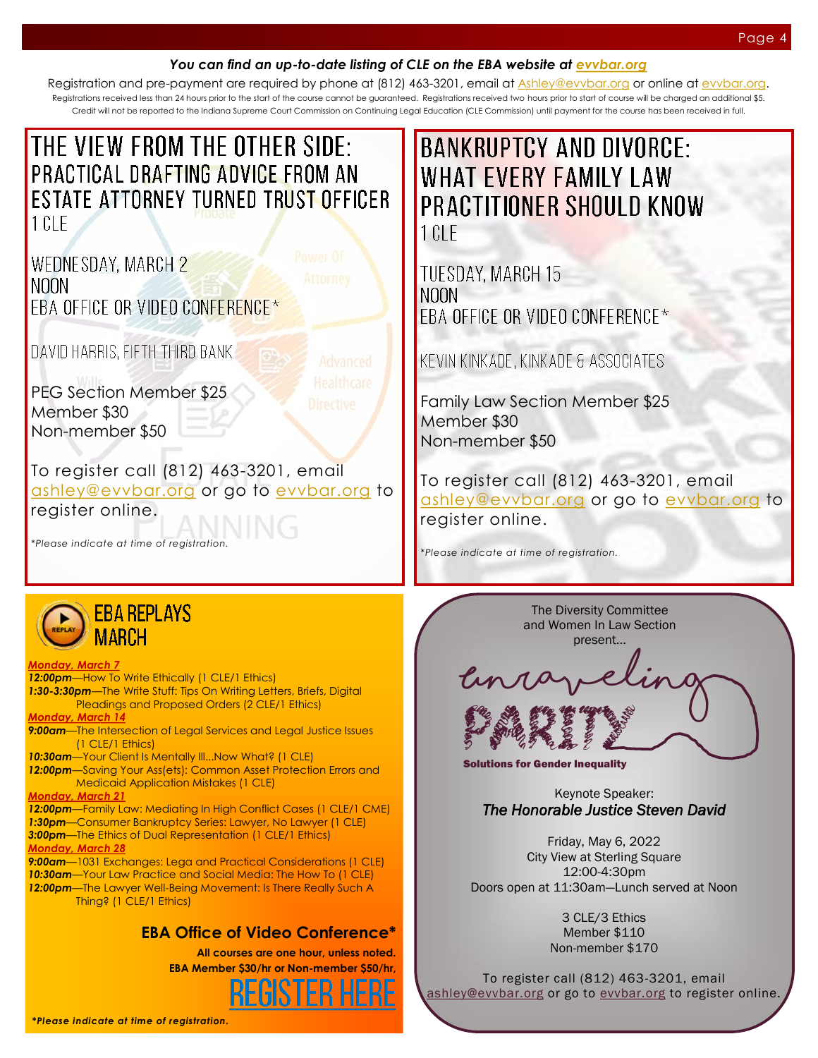***You can find an up-to-date listing of CLE on the EBA website at evvbar.org***

Registration and pre-payment are required by phone at (812) 463-3201, email at Ashley@evvbar.org or online at evvbar.org.

Registrations received less than 24 hours prior to the start of the course cannot be guaranteed. Registrations received two hours prior to start of course will be charged an additional $5. Credit will not be reported to the Indiana Supreme Court Commission on Continuing Legal Education (CLE Commission) until payment for the course has been received in full.

# THE VIEW FROM THE OTHER SIDE: PRACTICAL DRAFTING ADVICE FROM AN ESTATE ATTORNEY TURNED TRUST OFFICER

1 CLE

WEDNESDAY, MARCH 2
NOON
EBA OFFICE OR VIDEO CONFERENCE*

DAVID HARRIS, FIFTH THIRD BANK

PEG Section Member $25
Member $30
Non-member $50

To register call (812) 463-3201, email ashley@evvbar.org or go to evvbar.org to register online.

*Please indicate at time of registration.*

# BANKRUPTCY AND DIVORCE: WHAT EVERY FAMILY LAW PRACTITIONER SHOULD KNOW

1 CLE

TUESDAY, MARCH 15
NOON
EBA OFFICE OR VIDEO CONFERENCE*

KEVIN KINKADE, KINKADE & ASSOCIATES

Family Law Section Member $25
Member $30
Non-member $50

To register call (812) 463-3201, email ashley@evvbar.org or go to evvbar.org to register online.

*Please indicate at time of registration.*

# EBA REPLAYS MARCH

***Monday, March 7***

***12:00pm***—How To Write Ethically (1 CLE/1 Ethics)
***1:30-3:30pm***—The Write Stuff: Tips On Writing Letters, Briefs, Digital Pleadings and Proposed Orders (2 CLE/1 Ethics)

***Monday, March 14***

***9:00am***—The Intersection of Legal Services and Legal Justice Issues (1 CLE/1 Ethics)
***10:30am***—Your Client Is Mentally Ill...Now What? (1 CLE)
***12:00pm***—Saving Your Ass(ets): Common Asset Protection Errors and Medicaid Application Mistakes (1 CLE)

***Monday, March 21***

***12:00pm***—Family Law: Mediating In High Conflict Cases (1 CLE/1 CME)
***1:30pm***—Consumer Bankruptcy Series: Lawyer, No Lawyer (1 CLE)
***3:00pm***—The Ethics of Dual Representation (1 CLE/1 Ethics)

***Monday, March 28***

***9:00am***—1031 Exchanges: Lega and Practical Considerations (1 CLE)
***10:30am***—Your Law Practice and Social Media: The How To (1 CLE)
***12:00pm***—The Lawyer Well-Being Movement: Is There Really Such A Thing? (1 CLE/1 Ethics)

**EBA Office of Video Conference***

**All courses are one hour, unless noted.**
**EBA Member $30/hr or Non-member $50/hr,**

REGISTER HERE

***Please indicate at time of registration.***

The Diversity Committee and Women In Law Section present...

# unraveling PARITY

**Solutions for Gender Inequality**

Keynote Speaker:
***The Honorable Justice Steven David***

Friday, May 6, 2022
City View at Sterling Square
12:00-4:30pm
Doors open at 11:30am—Lunch served at Noon

3 CLE/3 Ethics
Member $110
Non-member $170

To register call (812) 463-3201, email ashley@evvbar.org or go to evvbar.org to register online.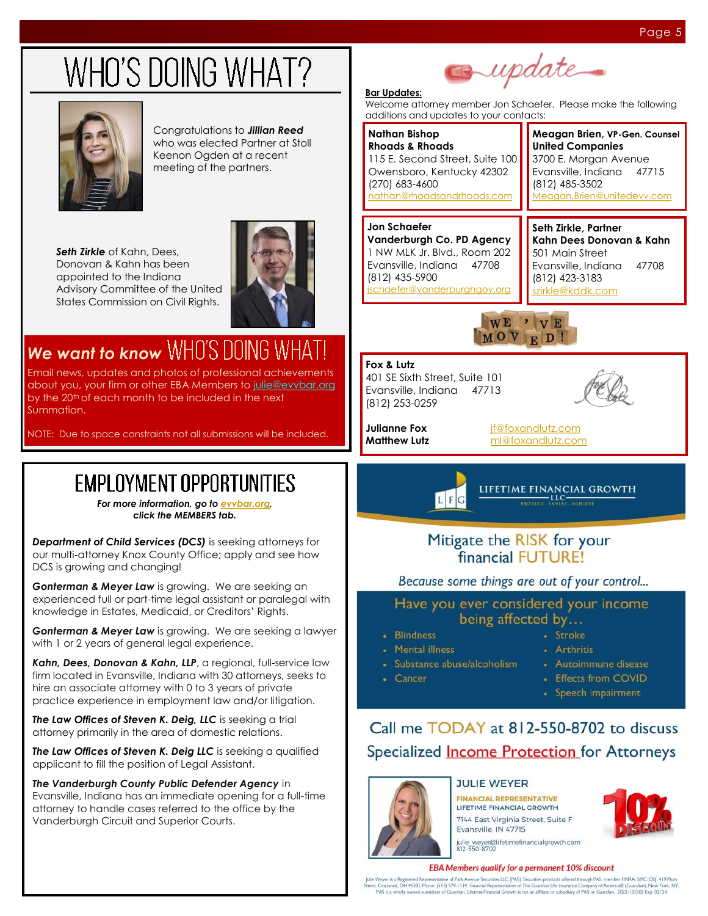# WHO'S DOING WHAT?

Congratulations to ***Jillian Reed*** who was elected Partner at Stoll Keenon Ogden at a recent meeting of the partners.

***Seth Zirkle*** of Kahn, Dees, Donovan & Kahn has been appointed to the Indiana Advisory Committee of the United States Commission on Civil Rights.

## *We want to know* WHO'S DOING WHAT!

Email news, updates and photos of professional achievements about you, your firm or other EBA Members to julie@evvbar.org by the 20th of each month to be included in the next Summation.

NOTE: Due to space constraints not all submissions will be included.

# update

**Bar Updates:**

Welcome attorney member Jon Schaefer. Please make the following additions and updates to your contacts:

**Nathan Bishop**
**Rhoads & Rhoads**
115 E. Second Street, Suite 100
Owensboro, Kentucky 42302
(270) 683-4600
nathan@rhoadsandrhoads.com

**Meagan Brien, VP-Gen. Counsel**
**United Companies**
3700 E. Morgan Avenue
Evansville, Indiana 47715
(812) 485-3502
Meagan.Brien@unitedevv.com

**Jon Schaefer**
**Vanderburgh Co. PD Agency**
1 NW MLK Jr. Blvd., Room 202
Evansville, Indiana 47708
(812) 435-5900
jschaefer@vanderburghgov.org

**Seth Zirkle, Partner**
**Kahn Dees Donovan & Kahn**
501 Main Street
Evansville, Indiana 47708
(812) 423-3183
szirkle@kddk.com

WE'VE MOVED!

**Fox & Lutz**
401 SE Sixth Street, Suite 101
Evansville, Indiana 47713
(812) 253-0259

**Julianne Fox** jf@foxandlutz.com
**Matthew Lutz** ml@foxandlutz.com

# EMPLOYMENT OPPORTUNITIES

***For more information, go to evvbar.org, click the MEMBERS tab.***

***Department of Child Services (DCS)*** is seeking attorneys for our multi-attorney Knox County Office; apply and see how DCS is growing and changing!

***Gonterman & Meyer Law*** is growing. We are seeking an experienced full or part-time legal assistant or paralegal with knowledge in Estates, Medicaid, or Creditors' Rights.

***Gonterman & Meyer Law*** is growing. We are seeking a lawyer with 1 or 2 years of general legal experience.

***Kahn, Dees, Donovan & Kahn, LLP***, a regional, full-service law firm located in Evansville, Indiana with 30 attorneys, seeks to hire an associate attorney with 0 to 3 years of private practice experience in employment law and/or litigation.

***The Law Offices of Steven K. Deig, LLC*** is seeking a trial attorney primarily in the area of domestic relations.

***The Law Offices of Steven K. Deig LLC*** is seeking a qualified applicant to fill the position of Legal Assistant.

***The Vanderburgh County Public Defender Agency*** in Evansville, Indiana has an immediate opening for a full-time attorney to handle cases referred to the office by the Vanderburgh Circuit and Superior Courts.

LIFETIME FINANCIAL GROWTH LLC
PROTECT · INVEST · ACHIEVE

Mitigate the RISK for your financial FUTURE!

*Because some things are out of your control...*

Have you ever considered your income being affected by...

- Blindness
- Mental illness
- Substance abuse/alcoholism
- Cancer
- Stroke
- Arthritis
- Autoimmune disease
- Effects from COVID
- Speech impairment

Call me TODAY at 812-550-8702 to discuss Specialized Income Protection for Attorneys

**JULIE WEYER**
FINANCIAL REPRESENTATIVE
LIFETIME FINANCIAL GROWTH
7144 East Virginia Street, Suite F
Evansville, IN 47715
julie_weyer@lifetimefinancialgrowth.com
812-550-8702

10% DISCOUNT

***EBA Members qualify for a permanent 10% discount***

Julie Weyer is a Registered Representative of Park Avenue Securities LLC (PAS). Securities products offered through PAS, member FINRA, SIPC. OSJ: 419 Plum Street, Cincinnati, OH 45202 Phone: (513) 579-1114. Financial Representative of The Guardian Life Insurance Company of America® (Guardian), New York, NY. PAS is a wholly owned subsidiary of Guardian. Lifetime Financial Growth is not an affiliate or subsidiary of PAS or Guardian. 2022-133502 Exp. 02/24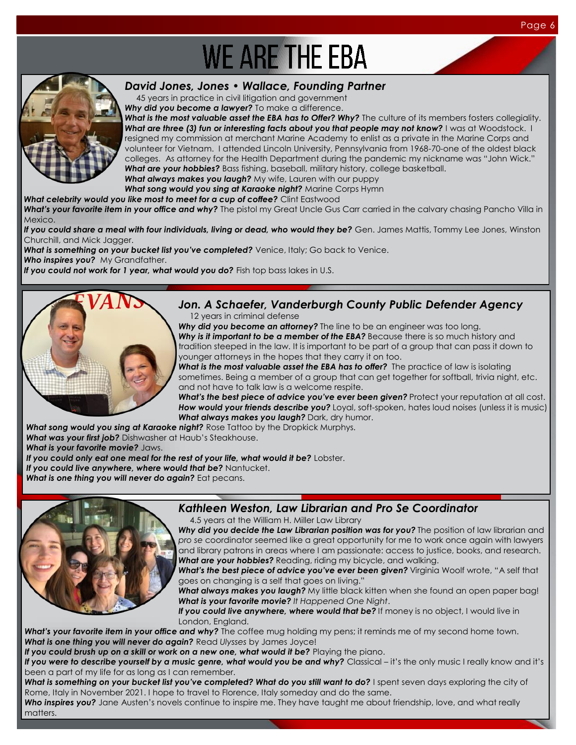# WE ARE THE EBA

### *David Jones, Jones • Wallace, Founding Partner*

45 years in practice in civil litigation and government

***Why did you become a lawyer?*** To make a difference.

***What is the most valuable asset the EBA has to Offer? Why?*** The culture of its members fosters collegiality.

***What are three (3) fun or interesting facts about you that people may not know?*** I was at Woodstock. I resigned my commission at merchant Marine Academy to enlist as a private in the Marine Corps and volunteer for Vietnam. I attended Lincoln University, Pennsylvania from 1968-70-one of the oldest black colleges. As attorney for the Health Department during the pandemic my nickname was "John Wick."

***What are your hobbies?*** Bass fishing, baseball, military history, college basketball.

***What always makes you laugh?*** My wife, Lauren with our puppy

***What song would you sing at Karaoke night?*** Marine Corps Hymn

***What celebrity would you like most to meet for a cup of coffee?*** Clint Eastwood

***What's your favorite item in your office and why?*** The pistol my Great Uncle Gus Carr carried in the calvary chasing Pancho Villa in Mexico.

***If you could share a meal with four individuals, living or dead, who would they be?*** Gen. James Mattis, Tommy Lee Jones, Winston Churchill, and Mick Jagger.

***What is something on your bucket list you've completed?*** Venice, Italy; Go back to Venice.

***Who inspires you?*** My Grandfather.

***If you could not work for 1 year, what would you do?*** Fish top bass lakes in U.S.

### *Jon. A Schaefer, Vanderburgh County Public Defender Agency*

12 years in criminal defense

***Why did you become an attorney?*** The line to be an engineer was too long.

***Why is it important to be a member of the EBA?*** Because there is so much history and tradition steeped in the law. It is important to be part of a group that can pass it down to younger attorneys in the hopes that they carry it on too.

***What is the most valuable asset the EBA has to offer?*** The practice of law is isolating sometimes. Being a member of a group that can get together for softball, trivia night, etc. and not have to talk law is a welcome respite.

***What's the best piece of advice you've ever been given?*** Protect your reputation at all cost.

***How would your friends describe you?*** Loyal, soft-spoken, hates loud noises (unless it is music)

***What always makes you laugh?*** Dark, dry humor.

***What song would you sing at Karaoke night?*** Rose Tattoo by the Dropkick Murphys.

***What was your first job?*** Dishwasher at Haub's Steakhouse.

***What is your favorite movie?*** Jaws.

***If you could only eat one meal for the rest of your life, what would it be?*** Lobster.

***If you could live anywhere, where would that be?*** Nantucket.

***What is one thing you will never do again?*** Eat pecans.

### *Kathleen Weston, Law Librarian and Pro Se Coordinator*

4.5 years at the William H. Miller Law Library

***Why did you decide the Law Librarian position was for you?*** The position of law librarian and *pro se* coordinator seemed like a great opportunity for me to work once again with lawyers and library patrons in areas where I am passionate: access to justice, books, and research.

***What are your hobbies?*** Reading, riding my bicycle, and walking.

***What's the best piece of advice you've ever been given?*** Virginia Woolf wrote, "A self that goes on changing is a self that goes on living."

***What always makes you laugh?*** My little black kitten when she found an open paper bag!

***What is your favorite movie?*** *It Happened One Night*.

***If you could live anywhere, where would that be?*** If money is no object, I would live in London, England.

***What's your favorite item in your office and why?*** The coffee mug holding my pens; it reminds me of my second home town.

***What is one thing you will never do again?*** Read *Ulysses* by James Joyce!

***If you could brush up on a skill or work on a new one, what would it be?*** Playing the piano.

***If you were to describe yourself by a music genre, what would you be and why?*** Classical – it's the only music I really know and it's been a part of my life for as long as I can remember.

***What is something on your bucket list you've completed? What do you still want to do?*** I spent seven days exploring the city of Rome, Italy in November 2021. I hope to travel to Florence, Italy someday and do the same.

***Who inspires you?*** Jane Austen's novels continue to inspire me. They have taught me about friendship, love, and what really matters.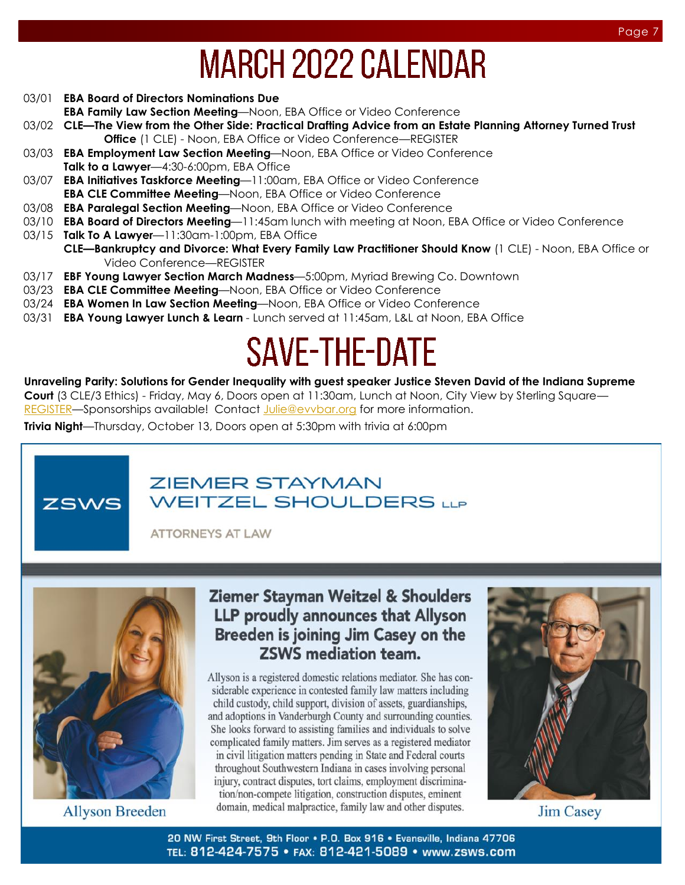// Page 7 — March 2022 calendar, save-the-date notices, and ZSWS announcement

# MARCH 2022 CALENDAR

03/01 **EBA Board of Directors Nominations Due**
**EBA Family Law Section Meeting**—Noon, EBA Office or Video Conference

03/02 **CLE—The View from the Other Side: Practical Drafting Advice from an Estate Planning Attorney Turned Trust Office** (1 CLE) - Noon, EBA Office or Video Conference—REGISTER

03/03 **EBA Employment Law Section Meeting**—Noon, EBA Office or Video Conference
**Talk to a Lawyer**—4:30-6:00pm, EBA Office

03/07 **EBA Initiatives Taskforce Meeting**—11:00am, EBA Office or Video Conference
**EBA CLE Committee Meeting**—Noon, EBA Office or Video Conference

03/08 **EBA Paralegal Section Meeting**—Noon, EBA Office or Video Conference

03/10 **EBA Board of Directors Meeting**—11:45am lunch with meeting at Noon, EBA Office or Video Conference

03/15 **Talk To A Lawyer**—11:30am-1:00pm, EBA Office
**CLE—Bankruptcy and Divorce: What Every Family Law Practitioner Should Know** (1 CLE) - Noon, EBA Office or Video Conference—REGISTER

03/17 **EBF Young Lawyer Section March Madness**—5:00pm, Myriad Brewing Co. Downtown

03/23 **EBA CLE Committee Meeting**—Noon, EBA Office or Video Conference

03/24 **EBA Women In Law Section Meeting**—Noon, EBA Office or Video Conference

03/31 **EBA Young Lawyer Lunch & Learn** - Lunch served at 11:45am, L&L at Noon, EBA Office

# SAVE-THE-DATE

**Unraveling Parity: Solutions for Gender Inequality with guest speaker Justice Steven David of the Indiana Supreme Court** (3 CLE/3 Ethics) - Friday, May 6, Doors open at 11:30am, Lunch at Noon, City View by Sterling Square—REGISTER—Sponsorships available! Contact Julie@evvbar.org for more information.

**Trivia Night**—Thursday, October 13, Doors open at 5:30pm with trivia at 6:00pm

ZSWS

ZIEMER STAYMAN WEITZEL SHOULDERS LLP

ATTORNEYS AT LAW

## Ziemer Stayman Weitzel & Shoulders LLP proudly announces that Allyson Breeden is joining Jim Casey on the ZSWS mediation team.

Allyson is a registered domestic relations mediator. She has considerable experience in contested family law matters including child custody, child support, division of assets, guardianships, and adoptions in Vanderburgh County and surrounding counties. She looks forward to assisting families and individuals to solve complicated family matters. Jim serves as a registered mediator in civil litigation matters pending in State and Federal courts throughout Southwestern Indiana in cases involving personal injury, contract disputes, tort claims, employment discrimination/non-compete litigation, construction disputes, eminent domain, medical malpractice, family law and other disputes.

Allyson Breeden

Jim Casey

20 NW First Street, 9th Floor • P.O. Box 916 • Evansville, Indiana 47706
TEL: 812-424-7575 • FAX: 812-421-5089 • www.zsws.com